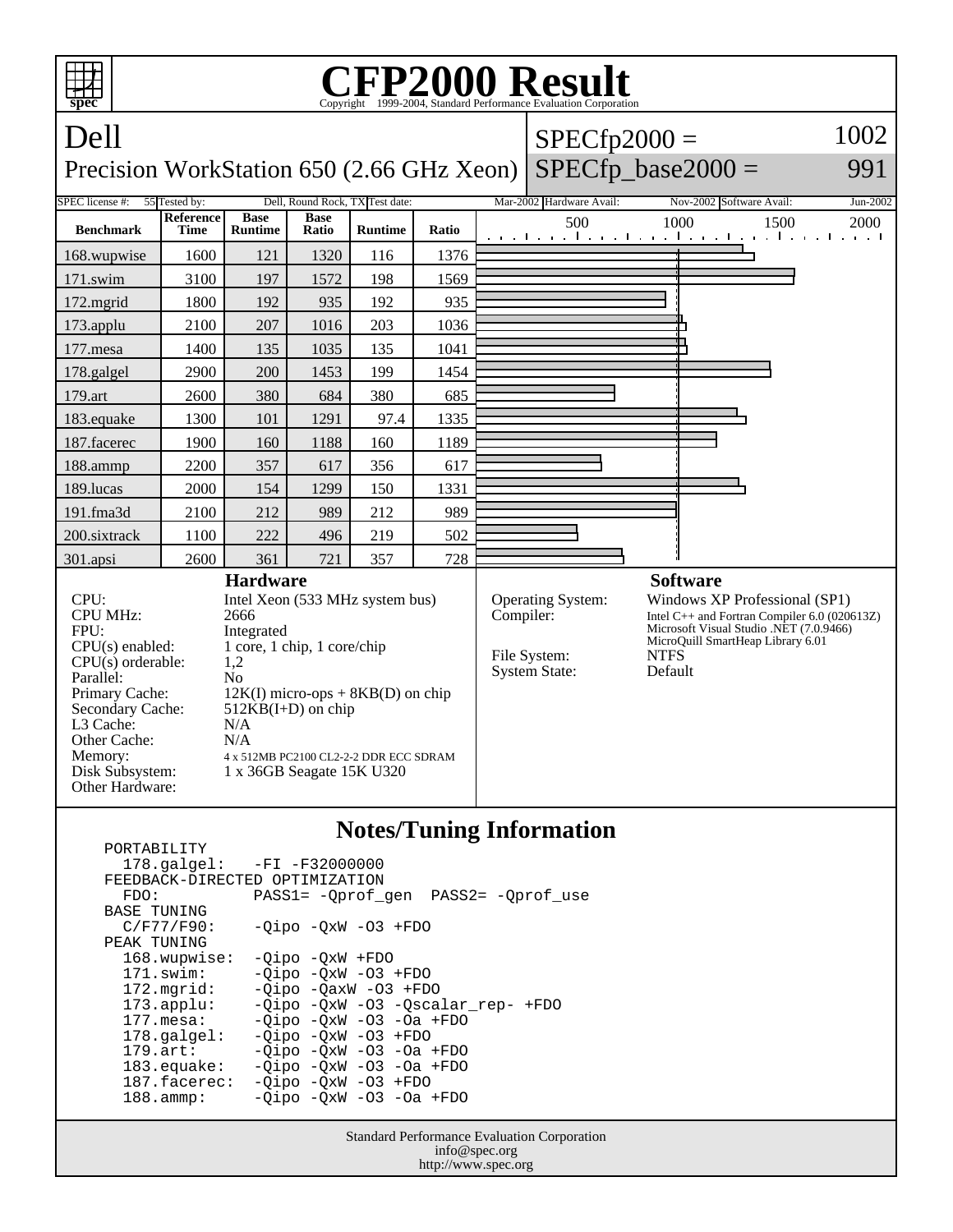# CFP2000 Result

Copyright 1999-2004, Standard Performance Evaluation Corporation

## Dell

Precision WorkStation 650 (2.66 GHz Xeon)

SPECfp2000 = 1002

SPECfp_base2000 = 991

| SPEC license #: | 55 | Tested by: | Dell, Round Rock, TX | Test date: | Mar-2002 | Hardware Avail: | Nov-2002 | Software Avail: | Jun-2002 |
|---|---|---|---|---|---|---|---|---|---|

| Benchmark | Reference Time | Base Runtime | Base Ratio | Runtime | Ratio |
|---|---|---|---|---|---|
| 168.wupwise | 1600 | 121 | 1320 | 116 | 1376 |
| 171.swim | 3100 | 197 | 1572 | 198 | 1569 |
| 172.mgrid | 1800 | 192 | 935 | 192 | 935 |
| 173.applu | 2100 | 207 | 1016 | 203 | 1036 |
| 177.mesa | 1400 | 135 | 1035 | 135 | 1041 |
| 178.galgel | 2900 | 200 | 1453 | 199 | 1454 |
| 179.art | 2600 | 380 | 684 | 380 | 685 |
| 183.equake | 1300 | 101 | 1291 | 97.4 | 1335 |
| 187.facerec | 1900 | 160 | 1188 | 160 | 1189 |
| 188.ammp | 2200 | 357 | 617 | 356 | 617 |
| 189.lucas | 2000 | 154 | 1299 | 150 | 1331 |
| 191.fma3d | 2100 | 212 | 989 | 212 | 989 |
| 200.sixtrack | 1100 | 222 | 496 | 219 | 502 |
| 301.apsi | 2600 | 361 | 721 | 357 | 728 |

### Hardware

| | |
|---|---|
| CPU: | Intel Xeon (533 MHz system bus) |
| CPU MHz: | 2666 |
| FPU: | Integrated |
| CPU(s) enabled: | 1 core, 1 chip, 1 core/chip |
| CPU(s) orderable: | 1,2 |
| Parallel: | No |
| Primary Cache: | 12K(I) micro-ops + 8KB(D) on chip |
| Secondary Cache: | 512KB(I+D) on chip |
| L3 Cache: | N/A |
| Other Cache: | N/A |
| Memory: | 4 x 512MB PC2100 CL2-2-2 DDR ECC SDRAM |
| Disk Subsystem: | 1 x 36GB Seagate 15K U320 |
| Other Hardware: | |

### Software

| | |
|---|---|
| Operating System: | Windows XP Professional (SP1) |
| Compiler: | Intel C++ and Fortran Compiler 6.0 (020613Z)<br>Microsoft Visual Studio .NET (7.0.9466)<br>MicroQuill SmartHeap Library 6.01 |
| File System: | NTFS |
| System State: | Default |

### Notes/Tuning Information

```
PORTABILITY
  178.galgel:   -FI -F32000000
FEEDBACK-DIRECTED OPTIMIZATION
  FDO:          PASS1= -Qprof_gen  PASS2= -Qprof_use
BASE TUNING
  C/F77/F90:    -Qipo -QxW -O3 +FDO
PEAK TUNING
  168.wupwise:  -Qipo -QxW +FDO
  171.swim:     -Qipo -QxW -O3 +FDO
  172.mgrid:    -Qipo -QaxW -O3 +FDO
  173.applu:    -Qipo -QxW -O3 -Qscalar_rep- +FDO
  177.mesa:     -Qipo -QxW -O3 -Oa +FDO
  178.galgel:   -Qipo -QxW -O3 +FDO
  179.art:      -Qipo -QxW -O3 -Oa +FDO
  183.equake:   -Qipo -QxW -O3 -Oa +FDO
  187.facerec:  -Qipo -QxW -O3 +FDO
  188.ammp:     -Qipo -QxW -O3 -Oa +FDO
```

Standard Performance Evaluation Corporation
info@spec.org
http://www.spec.org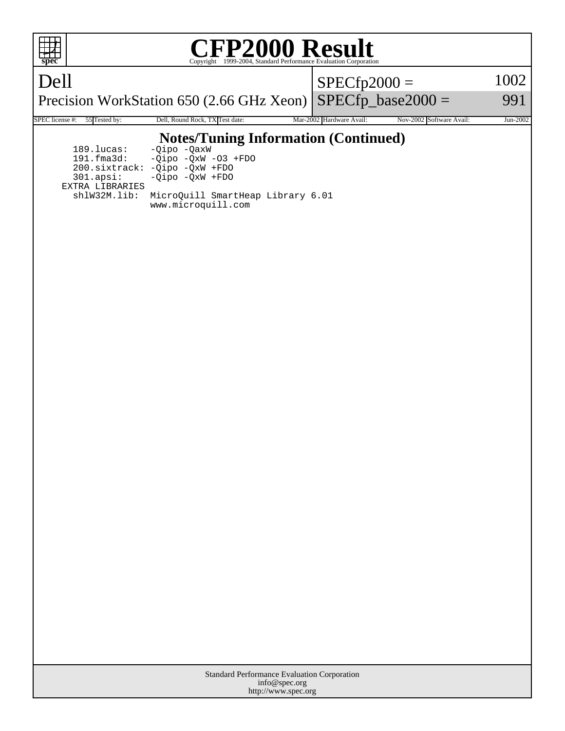# CFP2000 Result

Copyright 1999-2004, Standard Performance Evaluation Corporation

| | | | |
|---|---|---|---|
| Dell | | SPECfp2000 = | 1002 |
| Precision WorkStation 650 (2.66 GHz Xeon) | | SPECfp_base2000 = | 991 |

SPEC license #: 55 Tested by: Dell, Round Rock, TX Test date: Mar-2002 Hardware Avail: Nov-2002 Software Avail: Jun-2002

## Notes/Tuning Information (Continued)

```
   189.lucas:    -Qipo -QaxW
   191.fma3d:    -Qipo -QxW -O3 +FDO
   200.sixtrack: -Qipo -QxW +FDO
   301.apsi:     -Qipo -QxW +FDO
  EXTRA LIBRARIES
   shlW32M.lib:  MicroQuill SmartHeap Library 6.01
                 www.microquill.com
```

Standard Performance Evaluation Corporation
info@spec.org
http://www.spec.org